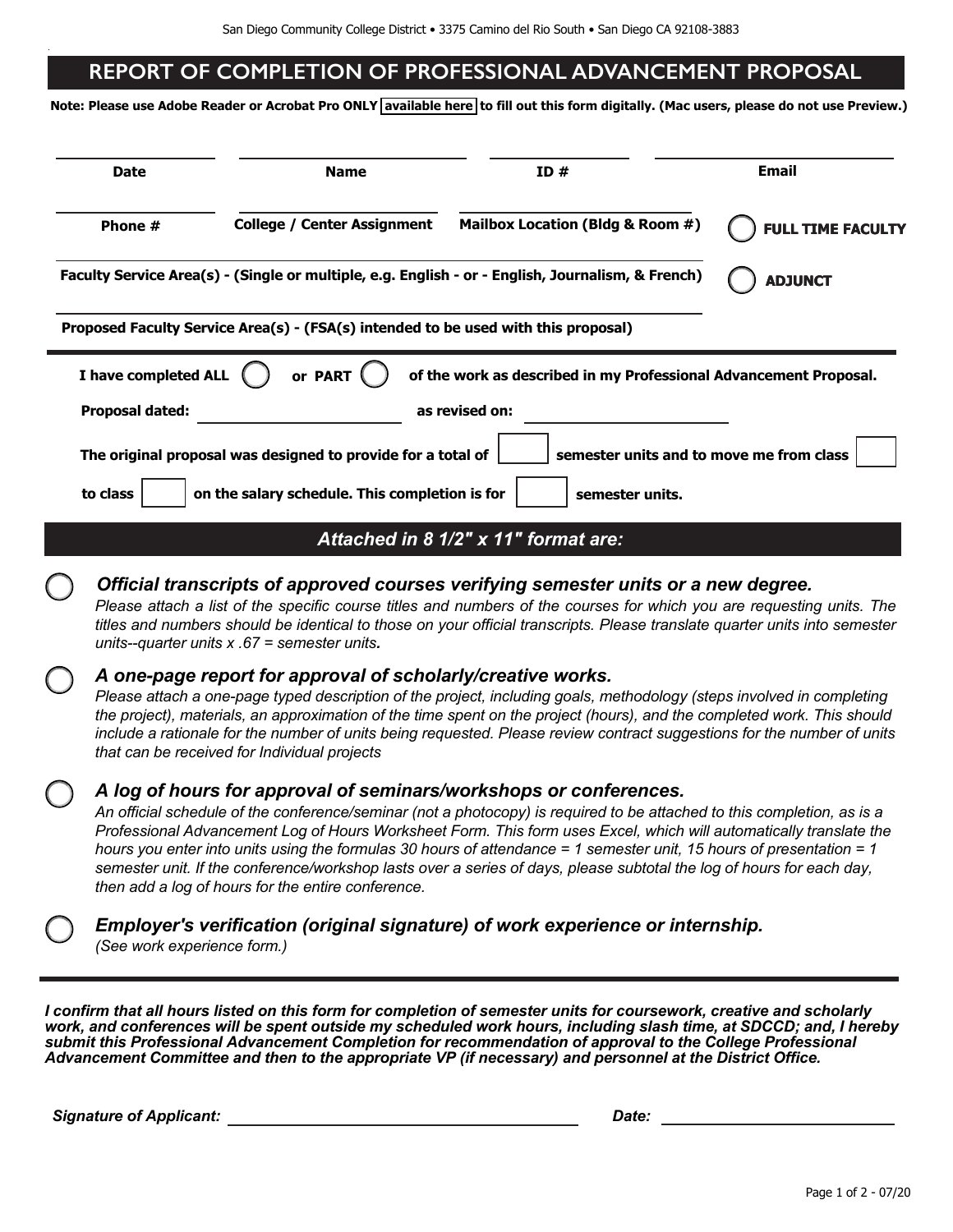San Diego Community College District • 3375 Camino del Rio South • San Diego CA 92108-3883

# REPORT OF COMPLETION OF PROFESSIONAL ADVANCEMENT PROPOSAL

**Note: Please use Adobe Reader or Acrobat Pro ONLY available here to fill out this form digitally. (Mac users, please do not use Preview.)**

| **Date** | **Name** | **ID #** | **Email** |
|---|---|---|---|
| | | | |

| **Phone #** | **College / Center Assignment** | **Mailbox Location (Bldg & Room #)** | ◯ **FULL TIME FACULTY** |
|---|---|---|---|
| | | | |

**Faculty Service Area(s) - (Single or multiple, e.g. English - or - English, Journalism, & French)** ◯ **ADJUNCT**

**Proposed Faculty Service Area(s) - (FSA(s) intended to be used with this proposal)**

---

**I have completed ALL** ◯ **or PART** ◯ **of the work as described in my Professional Advancement Proposal.**

**Proposal dated:** ______________ **as revised on:** ______________

**The original proposal was designed to provide for a total of** ☐ **semester units and to move me from class** ☐ **to class** ☐ **on the salary schedule. This completion is for** ☐ **semester units.**

## *Attached in 8 1/2" x 11" format are:*

◯ ***Official transcripts of approved courses verifying semester units or a new degree.***
*Please attach a list of the specific course titles and numbers of the courses for which you are requesting units. The titles and numbers should be identical to those on your official transcripts. Please translate quarter units into semester units--quarter units x .67 = semester units.*

◯ ***A one-page report for approval of scholarly/creative works.***
*Please attach a one-page typed description of the project, including goals, methodology (steps involved in completing the project), materials, an approximation of the time spent on the project (hours), and the completed work. This should include a rationale for the number of units being requested. Please review contract suggestions for the number of units that can be received for Individual projects*

◯ ***A log of hours for approval of seminars/workshops or conferences.***
*An official schedule of the conference/seminar (not a photocopy) is required to be attached to this completion, as is a Professional Advancement Log of Hours Worksheet Form. This form uses Excel, which will automatically translate the hours you enter into units using the formulas 30 hours of attendance = 1 semester unit, 15 hours of presentation = 1 semester unit. If the conference/workshop lasts over a series of days, please subtotal the log of hours for each day, then add a log of hours for the entire conference.*

◯ ***Employer's verification (original signature) of work experience or internship.***
*(See work experience form.)*

---

***I confirm that all hours listed on this form for completion of semester units for coursework, creative and scholarly work, and conferences will be spent outside my scheduled work hours, including slash time, at SDCCD; and, I hereby submit this Professional Advancement Completion for recommendation of approval to the College Professional Advancement Committee and then to the appropriate VP (if necessary) and personnel at the District Office.***

***Signature of Applicant:*** ______________________ ***Date:*** ______________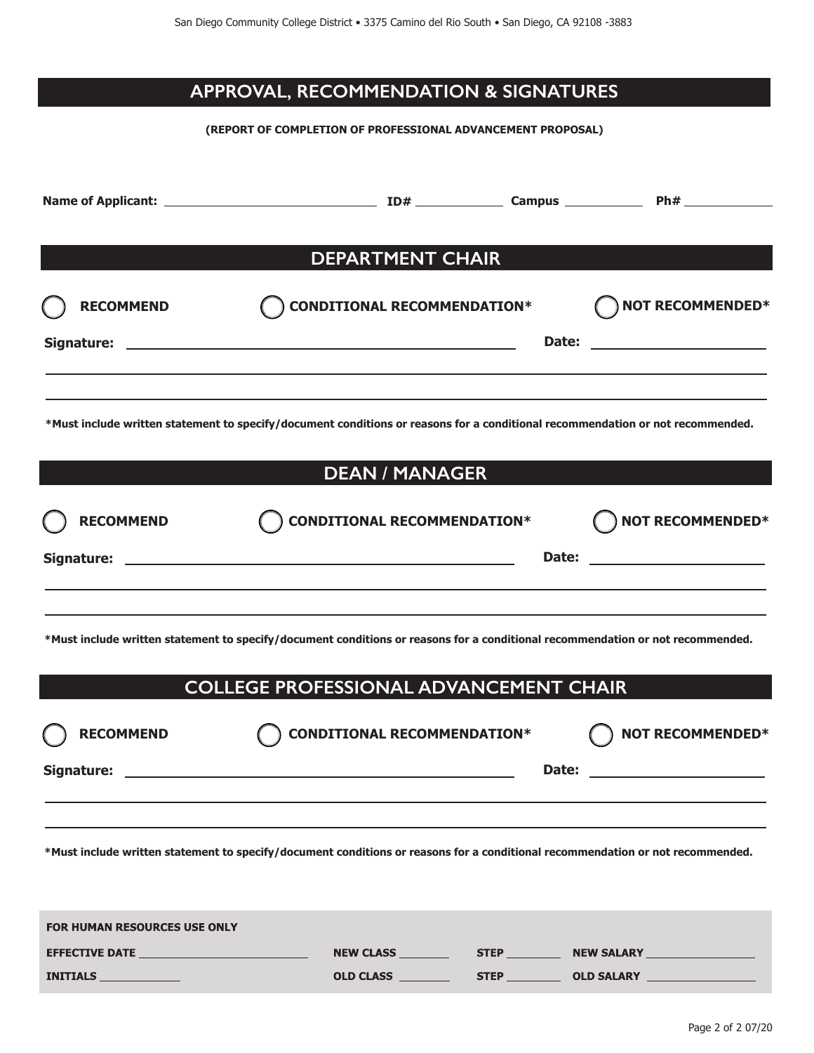## APPROVAL, RECOMMENDATION & SIGNATURES

**(REPORT OF COMPLETION OF PROFESSIONAL ADVANCEMENT PROPOSAL)**

**Name of Applicant:** ______________________ **ID#** __________ **Campus** __________ **Ph#** __________

## DEPARTMENT CHAIR

◯ **RECOMMEND** ◯ **CONDITIONAL RECOMMENDATION*** ◯ **NOT RECOMMENDED***

**Signature:** ________________________________________ **Date:** ____________________

______________________________________________________________________________

______________________________________________________________________________

***Must include written statement to specify/document conditions or reasons for a conditional recommendation or not recommended.**

## DEAN / MANAGER

◯ **RECOMMEND** ◯ **CONDITIONAL RECOMMENDATION*** ◯ **NOT RECOMMENDED***

**Signature:** ________________________________________ **Date:** ____________________

______________________________________________________________________________

______________________________________________________________________________

***Must include written statement to specify/document conditions or reasons for a conditional recommendation or not recommended.**

## COLLEGE PROFESSIONAL ADVANCEMENT CHAIR

◯ **RECOMMEND** ◯ **CONDITIONAL RECOMMENDATION*** ◯ **NOT RECOMMENDED***

**Signature:** ________________________________________ **Date:** ____________________

______________________________________________________________________________

______________________________________________________________________________

***Must include written statement to specify/document conditions or reasons for a conditional recommendation or not recommended.**

**FOR HUMAN RESOURCES USE ONLY**

**EFFECTIVE DATE** ____________________ **NEW CLASS** ________ **STEP** ________ **NEW SALARY** ______________

**INITIALS** __________ **OLD CLASS** ________ **STEP** ________ **OLD SALARY** ______________